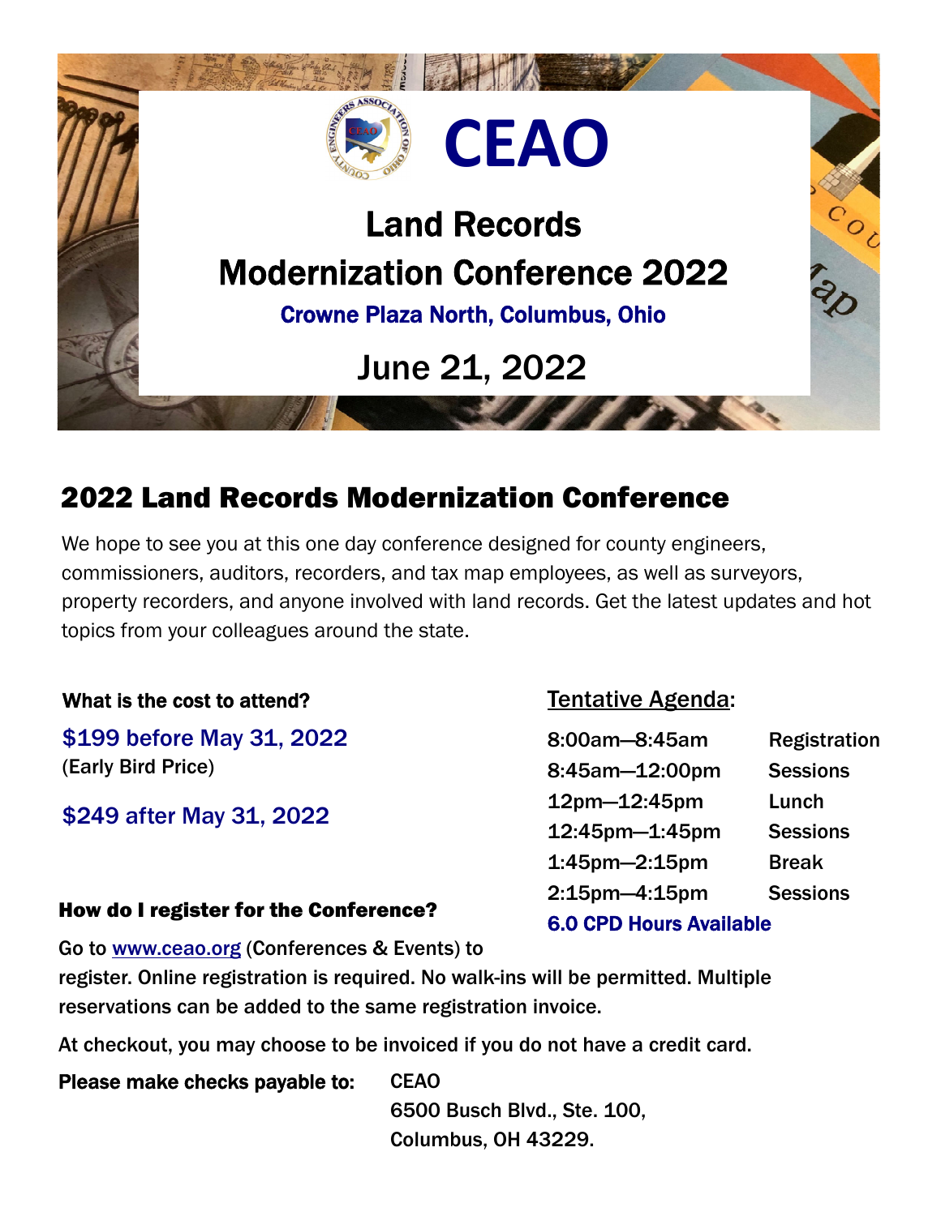# CEAO

# Land Records Modernization Conference 2022

**Crowne Plaza North, Columbus, Ohio**

June 21, 2022

## 2022 Land Records Modernization Conference

We hope to see you at this one day conference designed for county engineers, commissioners, auditors, recorders, and tax map employees, as well as surveyors, property recorders, and anyone involved with land records. Get the latest updates and hot topics from your colleagues around the state.

**What is the cost to attend?**

$199 before May 31, 2022
(Early Bird Price)

$249 after May 31, 2022

**Tentative Agenda:**

| Time | Activity |
|---|---|
| 8:00am—8:45am | Registration |
| 8:45am—12:00pm | Sessions |
| 12pm—12:45pm | Lunch |
| 12:45pm—1:45pm | Sessions |
| 1:45pm—2:15pm | Break |
| 2:15pm—4:15pm | Sessions |

**6.0 CPD Hours Available**

**How do I register for the Conference?**

Go to www.ceao.org (Conferences & Events) to register. Online registration is required. No walk-ins will be permitted. Multiple reservations can be added to the same registration invoice.

At checkout, you may choose to be invoiced if you do not have a credit card.

**Please make checks payable to:** CEAO
6500 Busch Blvd., Ste. 100,
Columbus, OH 43229.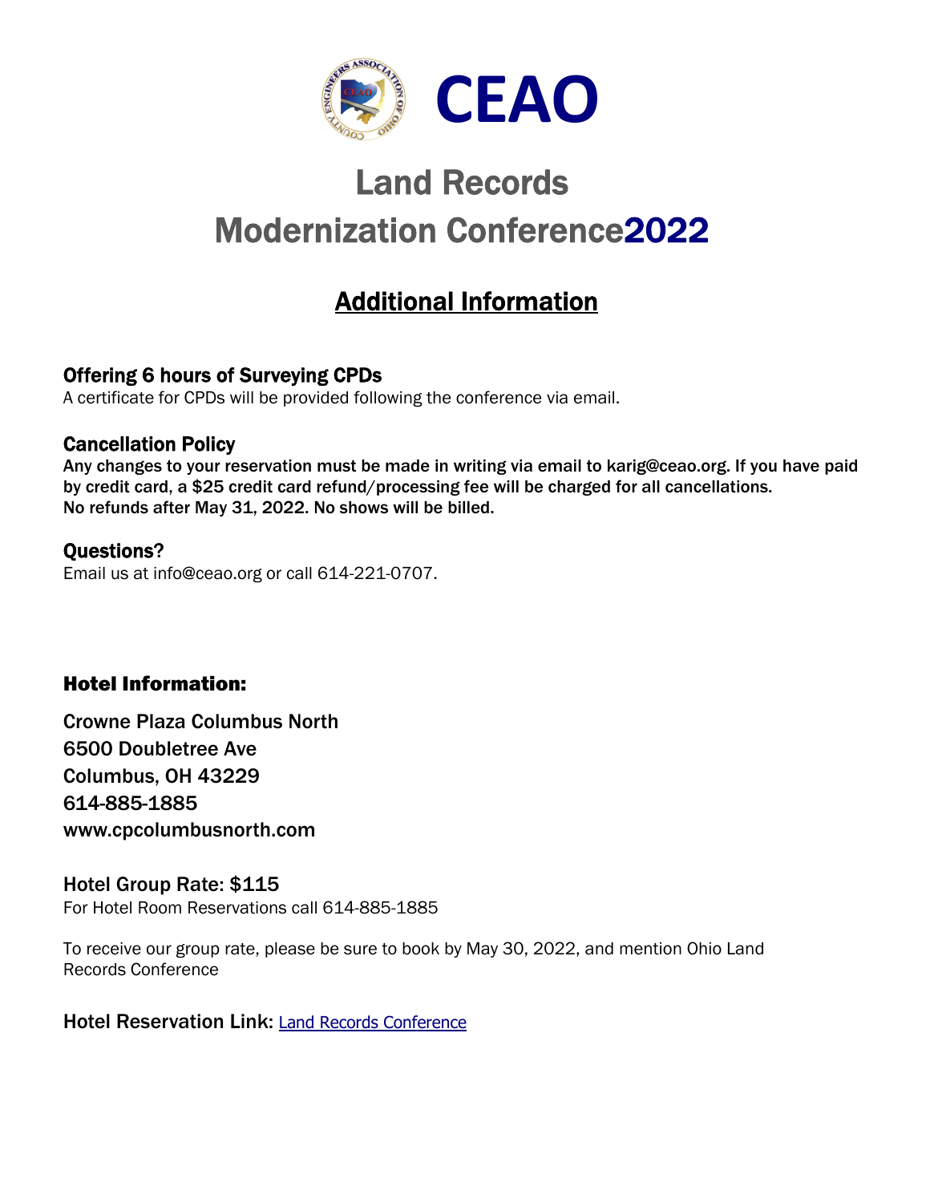# CEAO

# Land Records Modernization Conference2022

## Additional Information

### Offering 6 hours of Surveying CPDs

A certificate for CPDs will be provided following the conference via email.

### Cancellation Policy

**Any changes to your reservation must be made in writing via email to karig@ceao.org. If you have paid by credit card, a $25 credit card refund/processing fee will be charged for all cancellations. No refunds after May 31, 2022. No shows will be billed.**

### Questions?

Email us at info@ceao.org or call 614-221-0707.

### Hotel Information:

Crowne Plaza Columbus North
6500 Doubletree Ave
Columbus, OH 43229
614-885-1885
www.cpcolumbusnorth.com

**Hotel Group Rate: $115**

For Hotel Room Reservations call 614-885-1885

To receive our group rate, please be sure to book by May 30, 2022, and mention Ohio Land Records Conference

**Hotel Reservation Link:** Land Records Conference